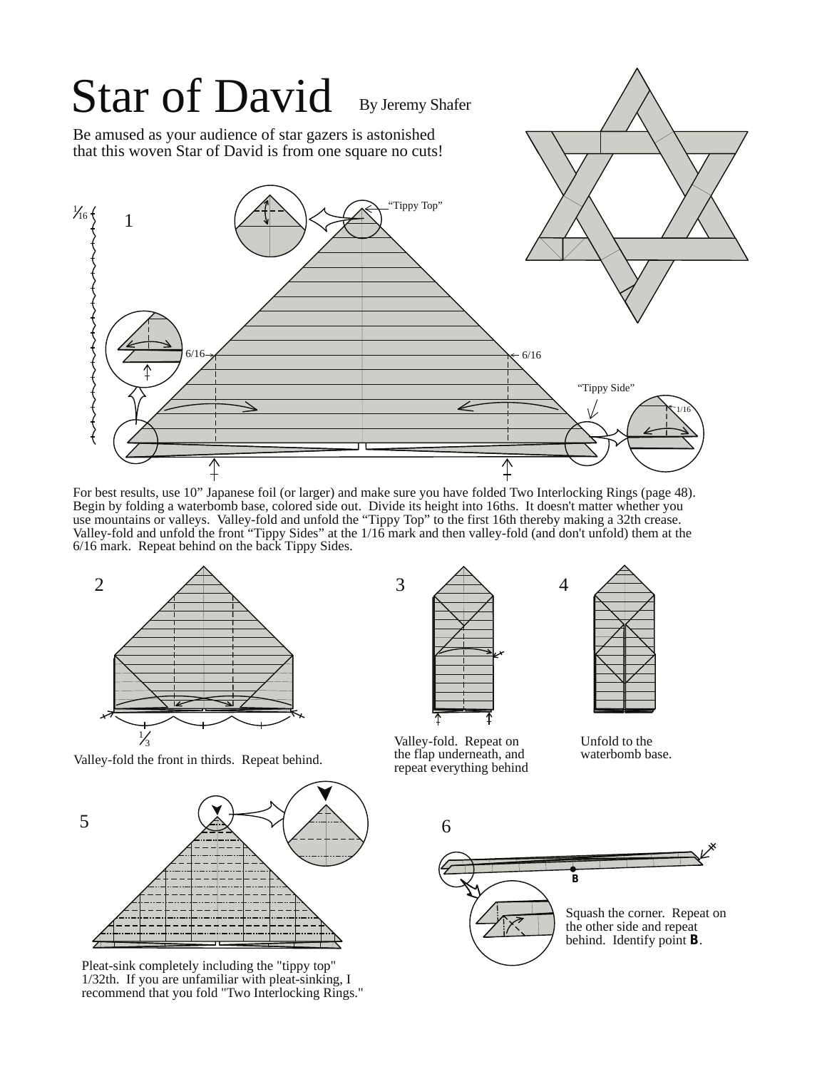# Star of David

By Jeremy Shafer

Be amused as your audience of star gazers is astonished that this woven Star of David is from one square no cuts!

1

For best results, use 10" Japanese foil (or larger) and make sure you have folded Two Interlocking Rings (page 48). Begin by folding a waterbomb base, colored side out. Divide its height into 16ths. It doesn't matter whether you use mountains or valleys. Valley-fold and unfold the "Tippy Top" to the first 16th thereby making a 32th crease. Valley-fold and unfold the front "Tippy Sides" at the 1/16 mark and then valley-fold (and don't unfold) them at the 6/16 mark. Repeat behind on the back Tippy Sides.

2

Valley-fold the front in thirds. Repeat behind.

3

Valley-fold. Repeat on the flap underneath, and repeat everything behind

4

Unfold to the waterbomb base.

5

Pleat-sink completely including the "tippy top" 1/32th. If you are unfamiliar with pleat-sinking, I recommend that you fold "Two Interlocking Rings."

6

Squash the corner. Repeat on the other side and repeat behind. Identify point **B**.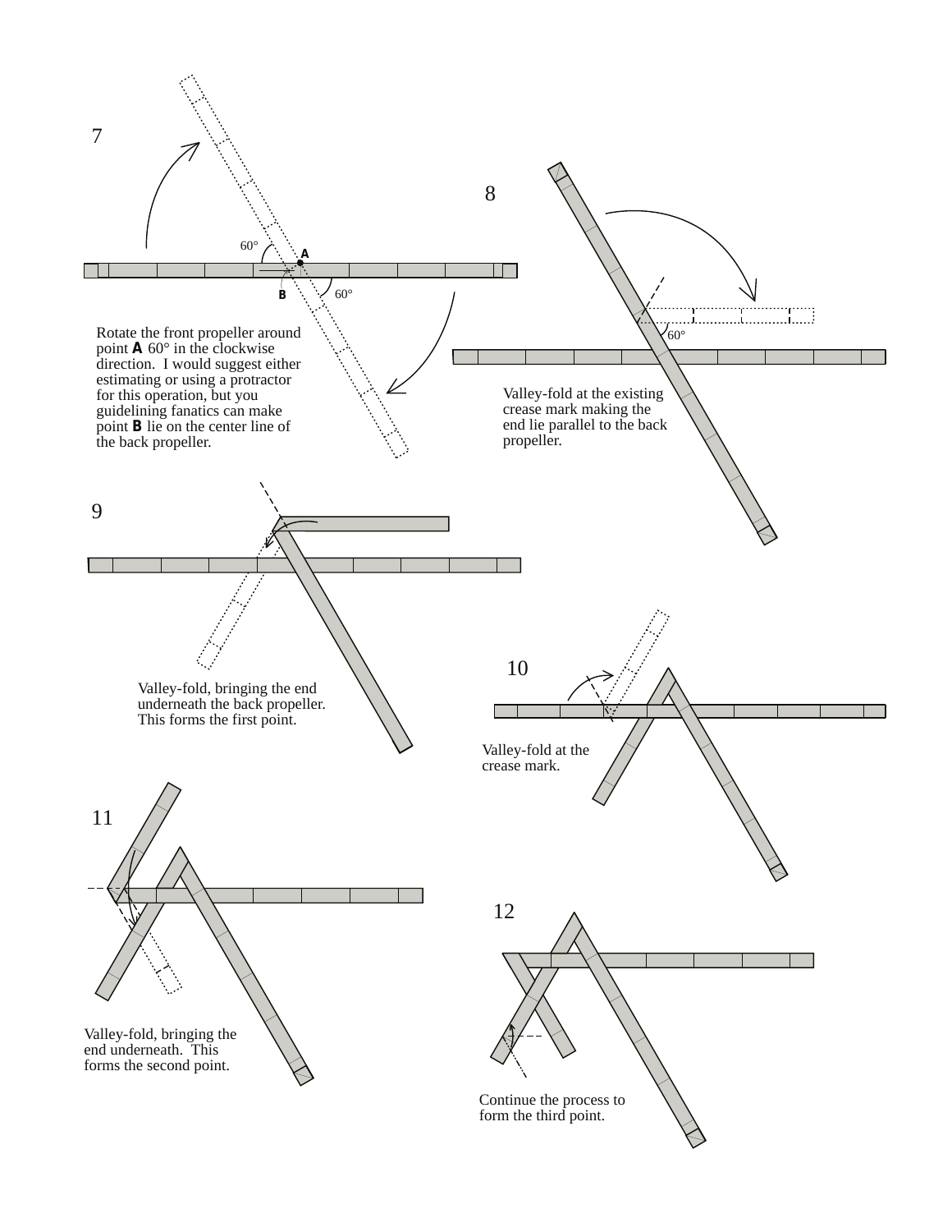7

Rotate the front propeller around point **A** 60° in the clockwise direction. I would suggest either estimating or using a protractor for this operation, but you guidelining fanatics can make point **B** lie on the center line of the back propeller.

8

Valley-fold at the existing crease mark making the end lie parallel to the back propeller.

9

Valley-fold, bringing the end underneath the back propeller. This forms the first point.

10

Valley-fold at the crease mark.

11

Valley-fold, bringing the end underneath. This forms the second point.

12

Continue the process to form the third point.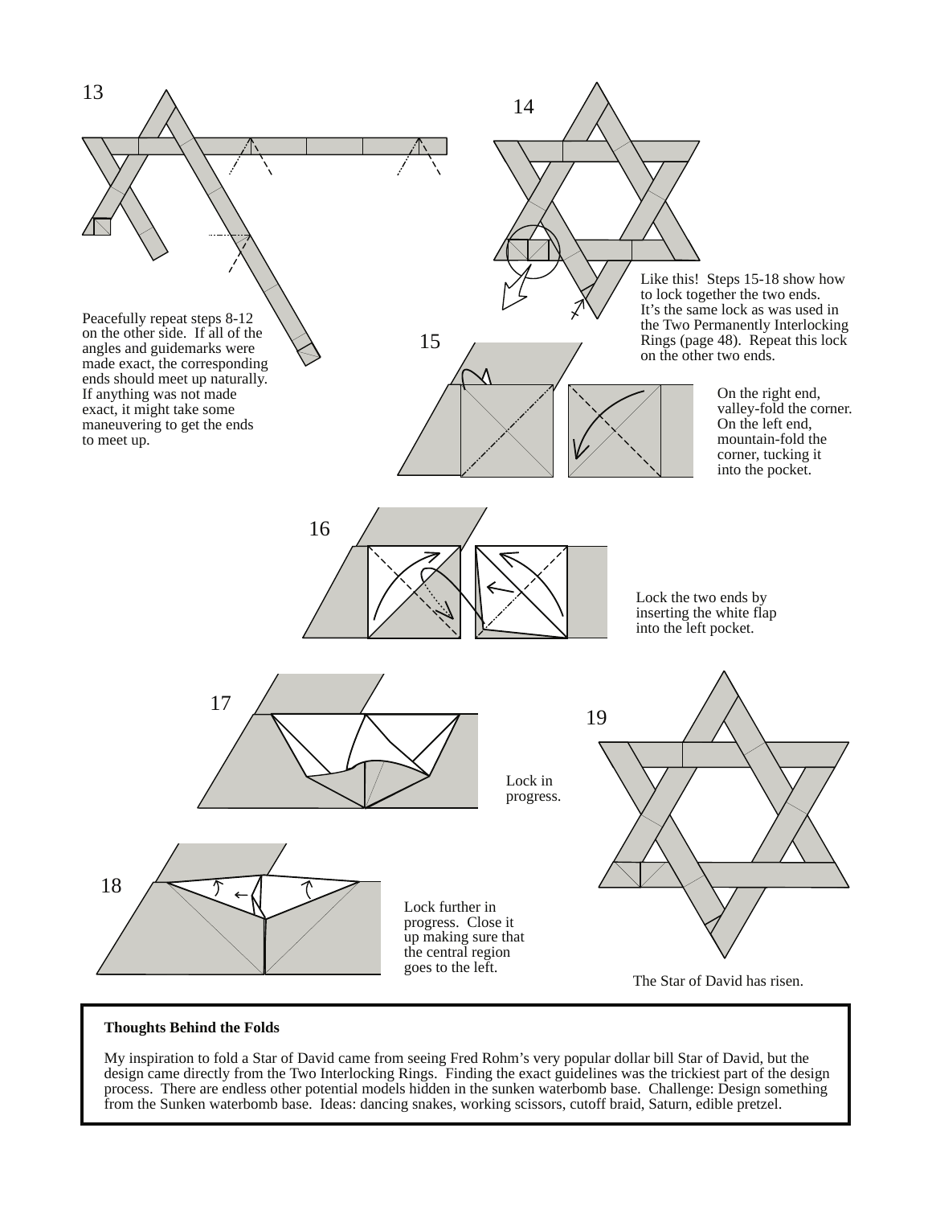13

Peacefully repeat steps 8-12 on the other side. If all of the angles and guidemarks were made exact, the corresponding ends should meet up naturally. If anything was not made exact, it might take some maneuvering to get the ends to meet up.

14

Like this! Steps 15-18 show how to lock together the two ends. It's the same lock as was used in the Two Permanently Interlocking Rings (page 48). Repeat this lock on the other two ends.

15

On the right end, valley-fold the corner. On the left end, mountain-fold the corner, tucking it into the pocket.

16

Lock the two ends by inserting the white flap into the left pocket.

17

Lock in progress.

18

Lock further in progress. Close it up making sure that the central region goes to the left.

19

The Star of David has risen.

**Thoughts Behind the Folds**

My inspiration to fold a Star of David came from seeing Fred Rohm's very popular dollar bill Star of David, but the design came directly from the Two Interlocking Rings. Finding the exact guidelines was the trickiest part of the design process. There are endless other potential models hidden in the sunken waterbomb base. Challenge: Design something from the Sunken waterbomb base. Ideas: dancing snakes, working scissors, cutoff braid, Saturn, edible pretzel.